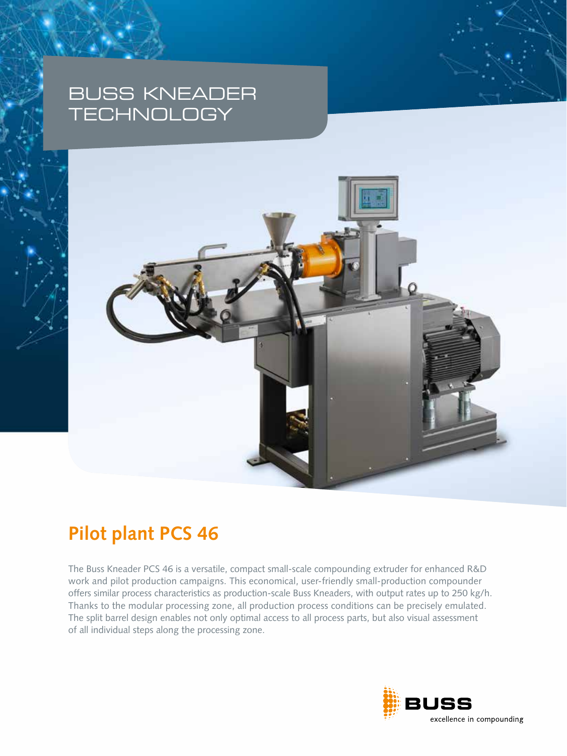# BUSS KNEADER TECHNOLOGY

## Pilot plant PCS 46

The Buss Kneader PCS 46 is a versatile, compact small-scale compounding extruder for enhanced R&D work and pilot production campaigns. This economical, user-friendly small-production compounder offers similar process characteristics as production-scale Buss Kneaders, with output rates up to 250 kg/h. Thanks to the modular processing zone, all production process conditions can be precisely emulated. The split barrel design enables not only optimal access to all process parts, but also visual assessment of all individual steps along the processing zone.

BUSS
excellence in compounding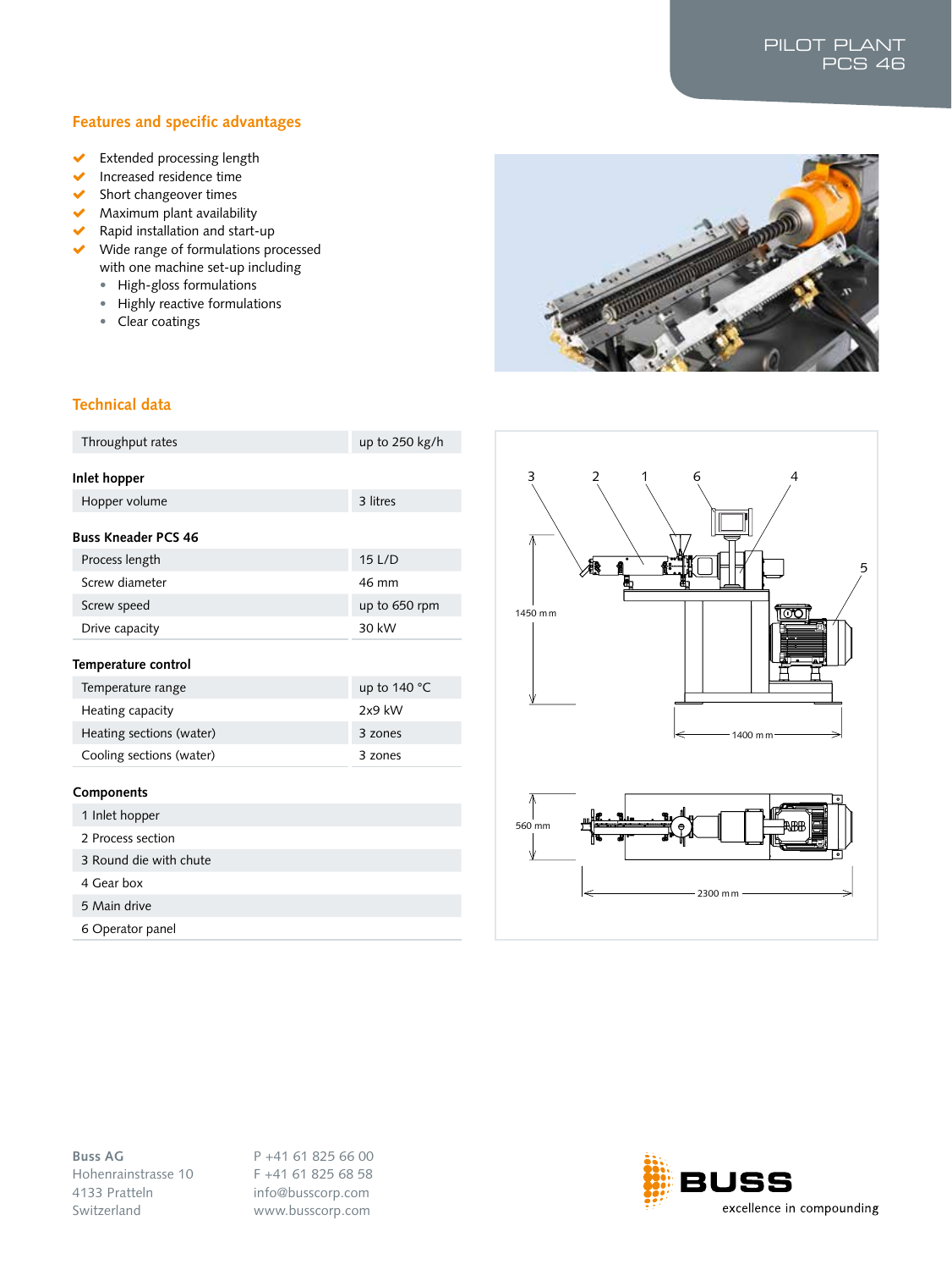PILOT PLANT
PCS 46

## Features and specific advantages

- Extended processing length
- Increased residence time
- Short changeover times
- Maximum plant availability
- Rapid installation and start-up
- Wide range of formulations processed with one machine set-up including
  - High-gloss formulations
  - Highly reactive formulations
  - Clear coatings

## Technical data

| | |
|---|---|
| Throughput rates | up to 250 kg/h |

**Inlet hopper**

| | |
|---|---|
| Hopper volume | 3 litres |

**Buss Kneader PCS 46**

| | |
|---|---|
| Process length | 15 L/D |
| Screw diameter | 46 mm |
| Screw speed | up to 650 rpm |
| Drive capacity | 30 kW |

**Temperature control**

| | |
|---|---|
| Temperature range | up to 140 °C |
| Heating capacity | 2x9 kW |
| Heating sections (water) | 3 zones |
| Cooling sections (water) | 3 zones |

**Components**

1 Inlet hopper
2 Process section
3 Round die with chute
4 Gear box
5 Main drive
6 Operator panel

3 2 1 6 4 5
1450 mm
1400 mm
560 mm
2300 mm

**Buss AG**
Hohenrainstrasse 10
4133 Pratteln
Switzerland

P +41 61 825 66 00
F +41 61 825 68 58
info@busscorp.com
www.busscorp.com

BUSS
excellence in compounding